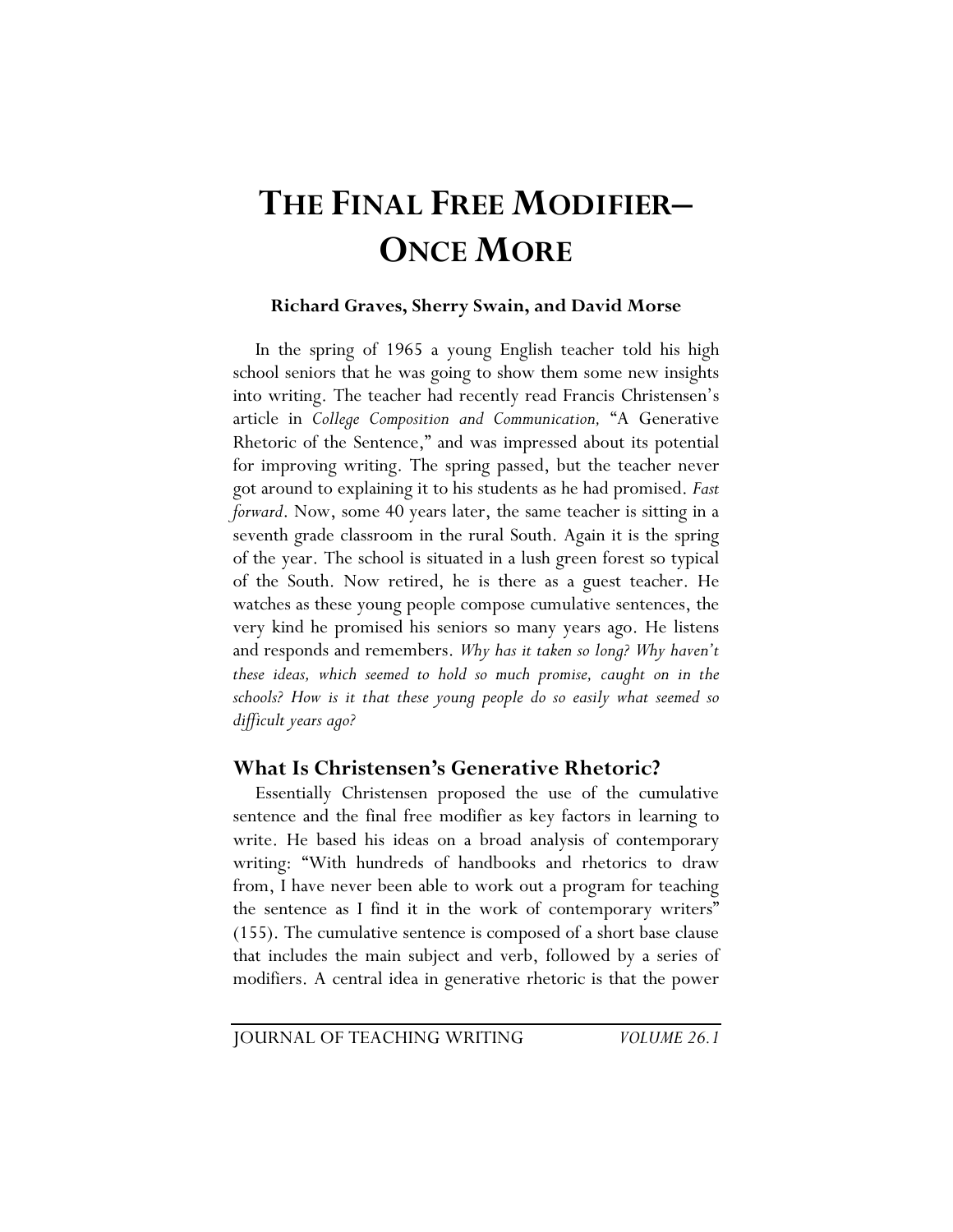# The Final Free Modifier–Once More

**Richard Graves, Sherry Swain, and David Morse**

In the spring of 1965 a young English teacher told his high school seniors that he was going to show them some new insights into writing. The teacher had recently read Francis Christensen's article in *College Composition and Communication,* "A Generative Rhetoric of the Sentence," and was impressed about its potential for improving writing. The spring passed, but the teacher never got around to explaining it to his students as he had promised. *Fast forward*. Now, some 40 years later, the same teacher is sitting in a seventh grade classroom in the rural South. Again it is the spring of the year. The school is situated in a lush green forest so typical of the South. Now retired, he is there as a guest teacher. He watches as these young people compose cumulative sentences, the very kind he promised his seniors so many years ago. He listens and responds and remembers. *Why has it taken so long? Why haven't these ideas, which seemed to hold so much promise, caught on in the schools? How is it that these young people do so easily what seemed so difficult years ago?*

## What Is Christensen's Generative Rhetoric?

Essentially Christensen proposed the use of the cumulative sentence and the final free modifier as key factors in learning to write. He based his ideas on a broad analysis of contemporary writing: "With hundreds of handbooks and rhetorics to draw from, I have never been able to work out a program for teaching the sentence as I find it in the work of contemporary writers" (155). The cumulative sentence is composed of a short base clause that includes the main subject and verb, followed by a series of modifiers. A central idea in generative rhetoric is that the power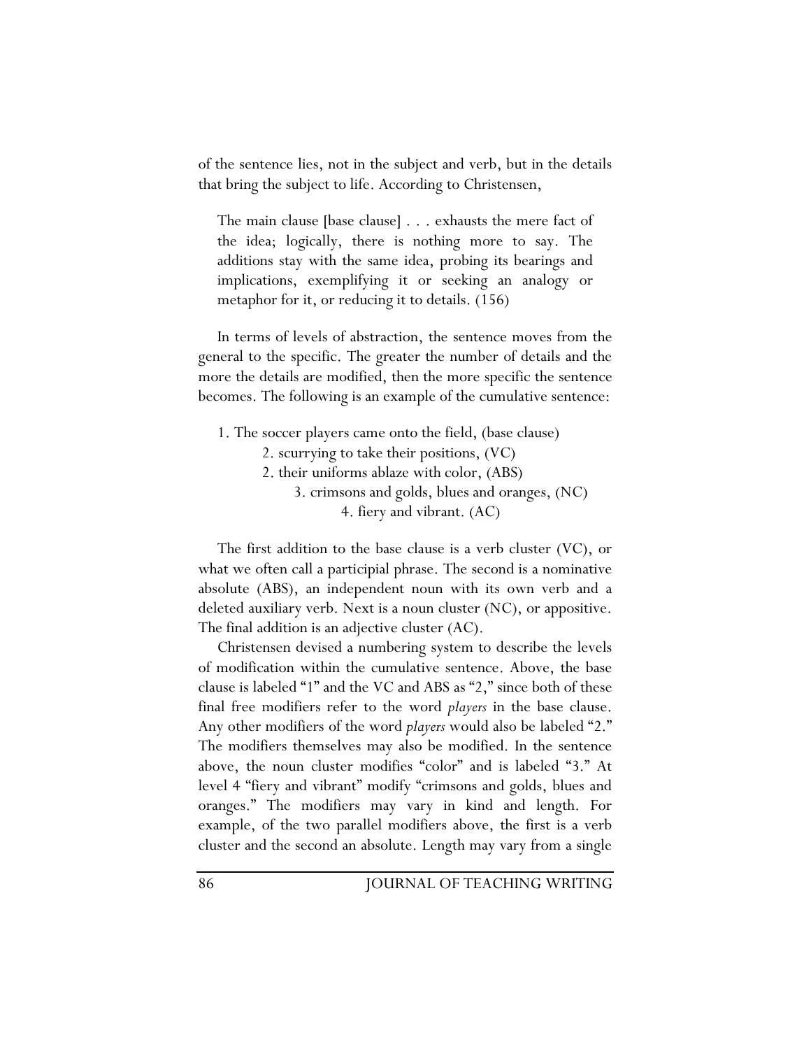of the sentence lies, not in the subject and verb, but in the details that bring the subject to life. According to Christensen,

> The main clause [base clause] . . . exhausts the mere fact of the idea; logically, there is nothing more to say. The additions stay with the same idea, probing its bearings and implications, exemplifying it or seeking an analogy or metaphor for it, or reducing it to details. (156)

In terms of levels of abstraction, the sentence moves from the general to the specific. The greater the number of details and the more the details are modified, then the more specific the sentence becomes. The following is an example of the cumulative sentence:

1. The soccer players came onto the field, (base clause)
   - 2. scurrying to take their positions, (VC)
   - 2. their uniforms ablaze with color, (ABS)
     - 3. crimsons and golds, blues and oranges, (NC)
       - 4. fiery and vibrant. (AC)

The first addition to the base clause is a verb cluster (VC), or what we often call a participial phrase. The second is a nominative absolute (ABS), an independent noun with its own verb and a deleted auxiliary verb. Next is a noun cluster (NC), or appositive. The final addition is an adjective cluster (AC).

Christensen devised a numbering system to describe the levels of modification within the cumulative sentence. Above, the base clause is labeled "1" and the VC and ABS as "2," since both of these final free modifiers refer to the word *players* in the base clause. Any other modifiers of the word *players* would also be labeled "2." The modifiers themselves may also be modified. In the sentence above, the noun cluster modifies "color" and is labeled "3." At level 4 "fiery and vibrant" modify "crimsons and golds, blues and oranges." The modifiers may vary in kind and length. For example, of the two parallel modifiers above, the first is a verb cluster and the second an absolute. Length may vary from a single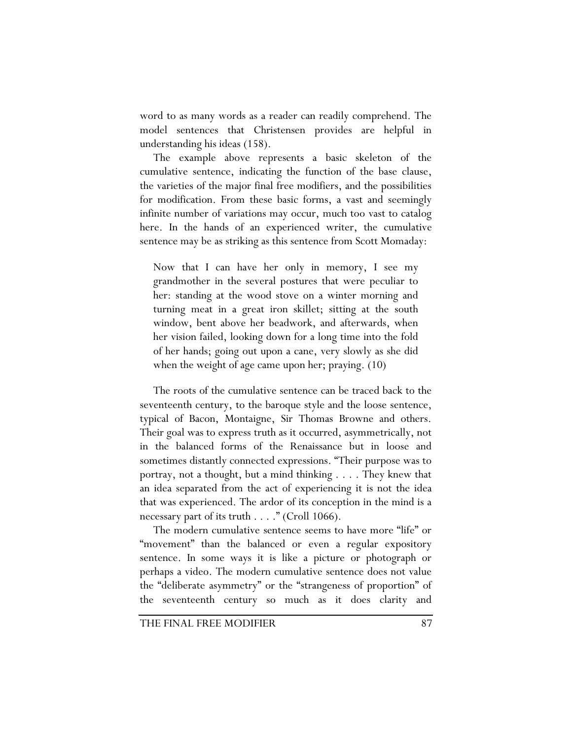word to as many words as a reader can readily comprehend. The model sentences that Christensen provides are helpful in understanding his ideas (158).

The example above represents a basic skeleton of the cumulative sentence, indicating the function of the base clause, the varieties of the major final free modifiers, and the possibilities for modification. From these basic forms, a vast and seemingly infinite number of variations may occur, much too vast to catalog here. In the hands of an experienced writer, the cumulative sentence may be as striking as this sentence from Scott Momaday:

> Now that I can have her only in memory, I see my grandmother in the several postures that were peculiar to her: standing at the wood stove on a winter morning and turning meat in a great iron skillet; sitting at the south window, bent above her beadwork, and afterwards, when her vision failed, looking down for a long time into the fold of her hands; going out upon a cane, very slowly as she did when the weight of age came upon her; praying. (10)

The roots of the cumulative sentence can be traced back to the seventeenth century, to the baroque style and the loose sentence, typical of Bacon, Montaigne, Sir Thomas Browne and others. Their goal was to express truth as it occurred, asymmetrically, not in the balanced forms of the Renaissance but in loose and sometimes distantly connected expressions. "Their purpose was to portray, not a thought, but a mind thinking . . . . They knew that an idea separated from the act of experiencing it is not the idea that was experienced. The ardor of its conception in the mind is a necessary part of its truth . . . ." (Croll 1066).

The modern cumulative sentence seems to have more "life" or "movement" than the balanced or even a regular expository sentence. In some ways it is like a picture or photograph or perhaps a video. The modern cumulative sentence does not value the "deliberate asymmetry" or the "strangeness of proportion" of the seventeenth century so much as it does clarity and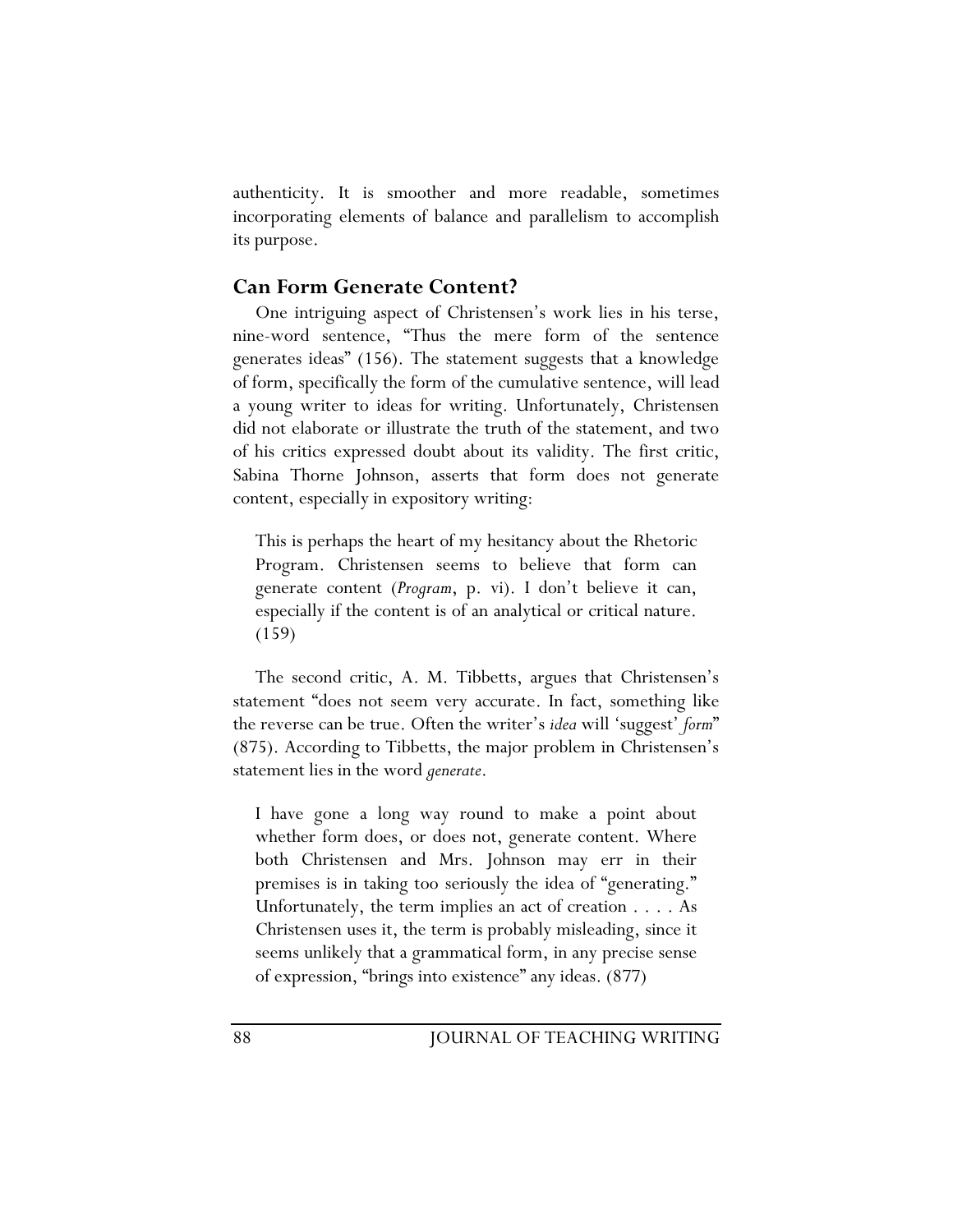authenticity. It is smoother and more readable, sometimes incorporating elements of balance and parallelism to accomplish its purpose.

## Can Form Generate Content?

One intriguing aspect of Christensen's work lies in his terse, nine-word sentence, "Thus the mere form of the sentence generates ideas" (156). The statement suggests that a knowledge of form, specifically the form of the cumulative sentence, will lead a young writer to ideas for writing. Unfortunately, Christensen did not elaborate or illustrate the truth of the statement, and two of his critics expressed doubt about its validity. The first critic, Sabina Thorne Johnson, asserts that form does not generate content, especially in expository writing:

> This is perhaps the heart of my hesitancy about the Rhetoric Program. Christensen seems to believe that form can generate content (*Program*, p. vi). I don't believe it can, especially if the content is of an analytical or critical nature. (159)

The second critic, A. M. Tibbetts, argues that Christensen's statement "does not seem very accurate. In fact, something like the reverse can be true. Often the writer's *idea* will 'suggest' *form*" (875). According to Tibbetts, the major problem in Christensen's statement lies in the word *generate*.

> I have gone a long way round to make a point about whether form does, or does not, generate content. Where both Christensen and Mrs. Johnson may err in their premises is in taking too seriously the idea of "generating." Unfortunately, the term implies an act of creation . . . . As Christensen uses it, the term is probably misleading, since it seems unlikely that a grammatical form, in any precise sense of expression, "brings into existence" any ideas. (877)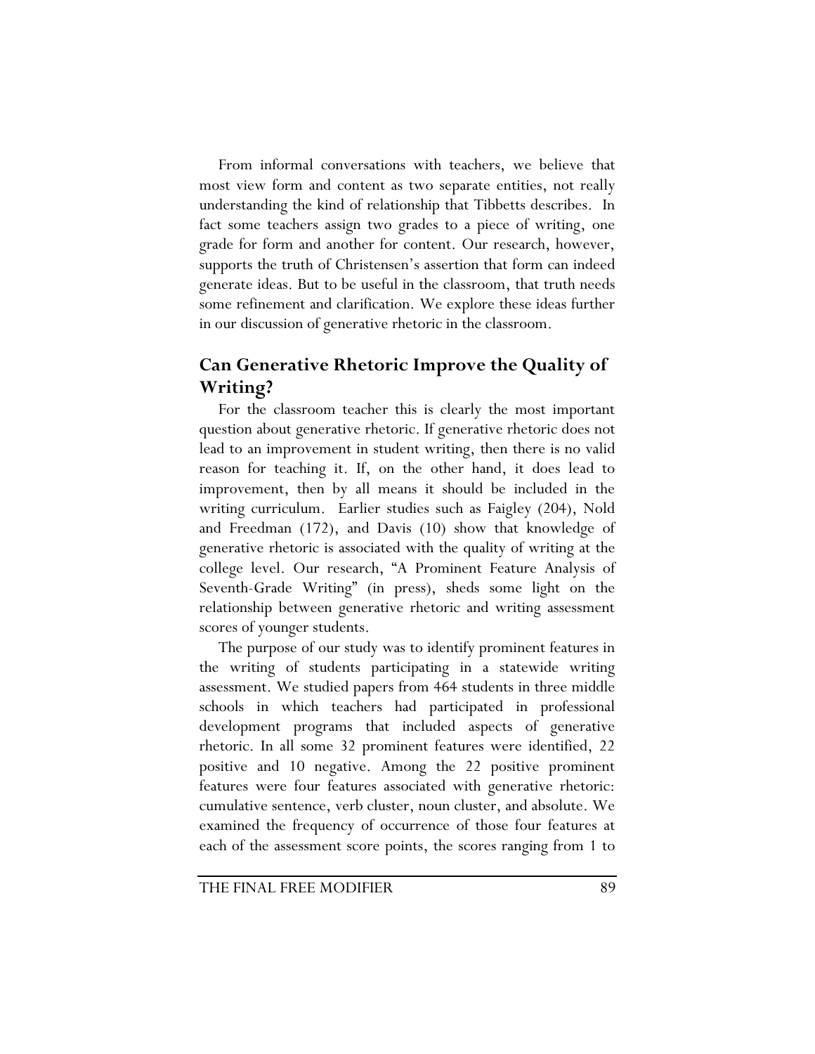From informal conversations with teachers, we believe that most view form and content as two separate entities, not really understanding the kind of relationship that Tibbetts describes. In fact some teachers assign two grades to a piece of writing, one grade for form and another for content. Our research, however, supports the truth of Christensen's assertion that form can indeed generate ideas. But to be useful in the classroom, that truth needs some refinement and clarification. We explore these ideas further in our discussion of generative rhetoric in the classroom.

## Can Generative Rhetoric Improve the Quality of Writing?

For the classroom teacher this is clearly the most important question about generative rhetoric. If generative rhetoric does not lead to an improvement in student writing, then there is no valid reason for teaching it. If, on the other hand, it does lead to improvement, then by all means it should be included in the writing curriculum. Earlier studies such as Faigley (204), Nold and Freedman (172), and Davis (10) show that knowledge of generative rhetoric is associated with the quality of writing at the college level. Our research, "A Prominent Feature Analysis of Seventh-Grade Writing" (in press), sheds some light on the relationship between generative rhetoric and writing assessment scores of younger students.

The purpose of our study was to identify prominent features in the writing of students participating in a statewide writing assessment. We studied papers from 464 students in three middle schools in which teachers had participated in professional development programs that included aspects of generative rhetoric. In all some 32 prominent features were identified, 22 positive and 10 negative. Among the 22 positive prominent features were four features associated with generative rhetoric: cumulative sentence, verb cluster, noun cluster, and absolute. We examined the frequency of occurrence of those four features at each of the assessment score points, the scores ranging from 1 to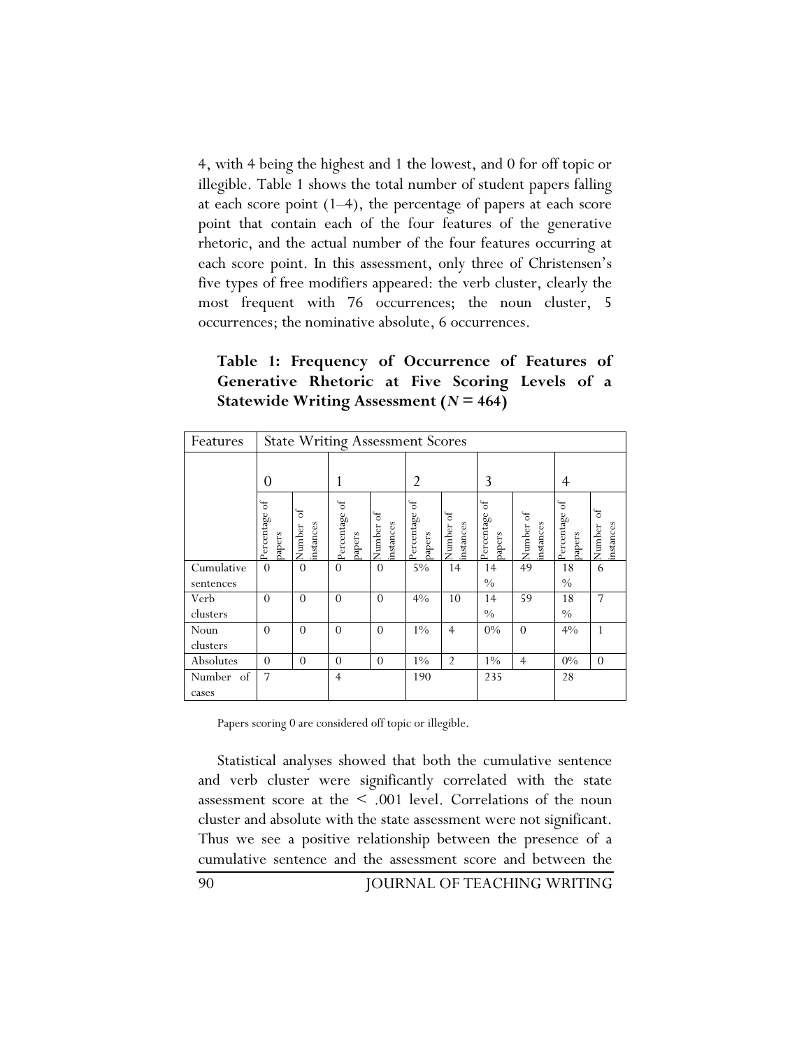4, with 4 being the highest and 1 the lowest, and 0 for off topic or illegible. Table 1 shows the total number of student papers falling at each score point (1–4), the percentage of papers at each score point that contain each of the four features of the generative rhetoric, and the actual number of the four features occurring at each score point. In this assessment, only three of Christensen's five types of free modifiers appeared: the verb cluster, clearly the most frequent with 76 occurrences; the noun cluster, 5 occurrences; the nominative absolute, 6 occurrences.

**Table 1: Frequency of Occurrence of Features of Generative Rhetoric at Five Scoring Levels of a Statewide Writing Assessment ($N = 464$)**

| Features | State Writing Assessment Scores | | | | | | | | | |
|---|---|---|---|---|---|---|---|---|---|---|
| | 0 | | 1 | | 2 | | 3 | | 4 | |
| | Percentage of papers | Number of instances | Percentage of papers | Number of instances | Percentage of papers | Number of instances | Percentage of papers | Number of instances | Percentage of papers | Number of instances |
| Cumulative sentences | 0 | 0 | 0 | 0 | 5% | 14 | 14% | 49 | 18% | 6 |
| Verb clusters | 0 | 0 | 0 | 0 | 4% | 10 | 14% | 59 | 18% | 7 |
| Noun clusters | 0 | 0 | 0 | 0 | 1% | 4 | 0% | 0 | 4% | 1 |
| Absolutes | 0 | 0 | 0 | 0 | 1% | 2 | 1% | 4 | 0% | 0 |
| Number of cases | 7 | | 4 | | 190 | | 235 | | 28 | |

Papers scoring 0 are considered off topic or illegible.

Statistical analyses showed that both the cumulative sentence and verb cluster were significantly correlated with the state assessment score at the < .001 level. Correlations of the noun cluster and absolute with the state assessment were not significant. Thus we see a positive relationship between the presence of a cumulative sentence and the assessment score and between the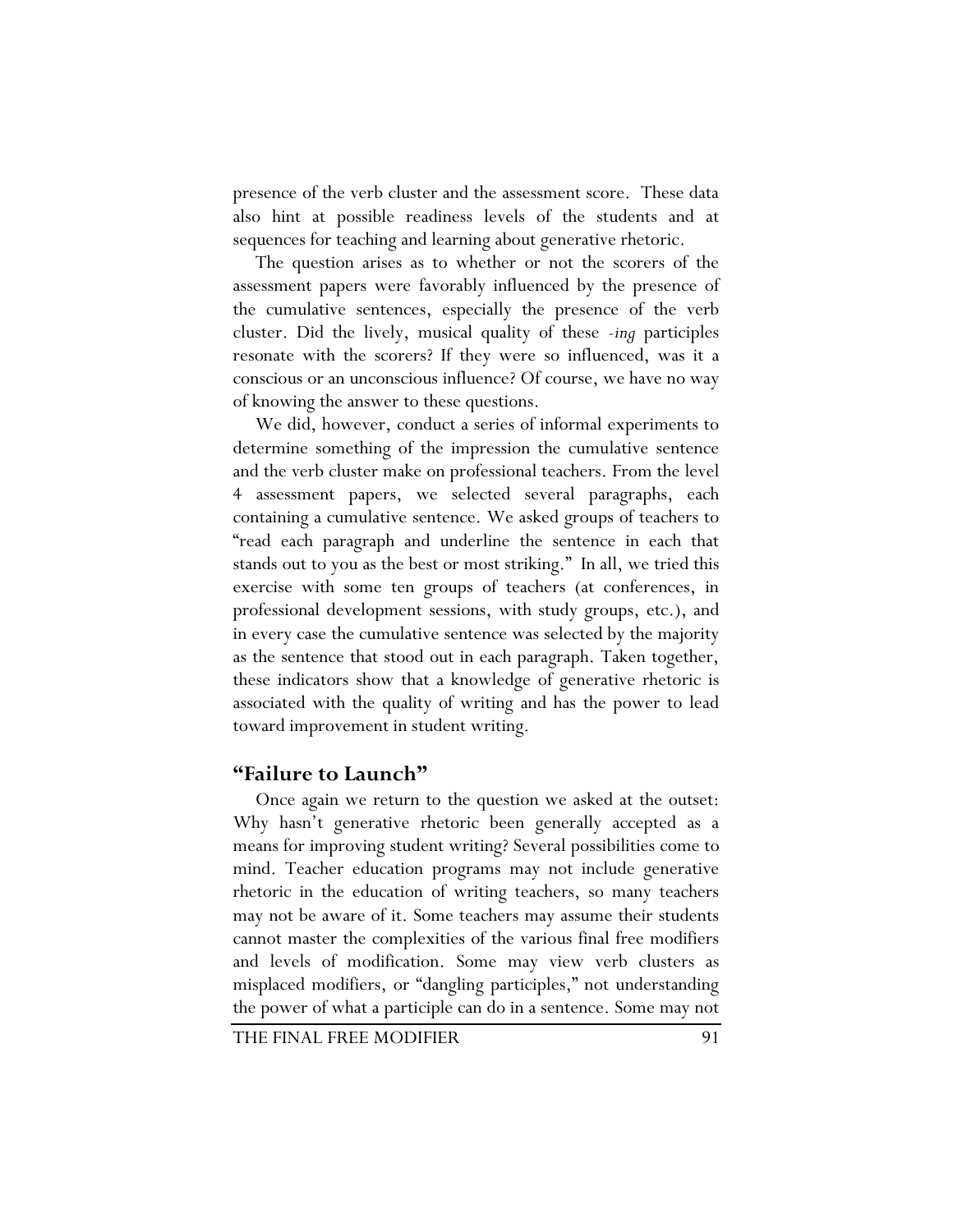presence of the verb cluster and the assessment score. These data also hint at possible readiness levels of the students and at sequences for teaching and learning about generative rhetoric.

The question arises as to whether or not the scorers of the assessment papers were favorably influenced by the presence of the cumulative sentences, especially the presence of the verb cluster. Did the lively, musical quality of these *-ing* participles resonate with the scorers? If they were so influenced, was it a conscious or an unconscious influence? Of course, we have no way of knowing the answer to these questions.

We did, however, conduct a series of informal experiments to determine something of the impression the cumulative sentence and the verb cluster make on professional teachers. From the level 4 assessment papers, we selected several paragraphs, each containing a cumulative sentence. We asked groups of teachers to "read each paragraph and underline the sentence in each that stands out to you as the best or most striking." In all, we tried this exercise with some ten groups of teachers (at conferences, in professional development sessions, with study groups, etc.), and in every case the cumulative sentence was selected by the majority as the sentence that stood out in each paragraph. Taken together, these indicators show that a knowledge of generative rhetoric is associated with the quality of writing and has the power to lead toward improvement in student writing.

## "Failure to Launch"

Once again we return to the question we asked at the outset: Why hasn't generative rhetoric been generally accepted as a means for improving student writing? Several possibilities come to mind. Teacher education programs may not include generative rhetoric in the education of writing teachers, so many teachers may not be aware of it. Some teachers may assume their students cannot master the complexities of the various final free modifiers and levels of modification. Some may view verb clusters as misplaced modifiers, or "dangling participles," not understanding the power of what a participle can do in a sentence. Some may not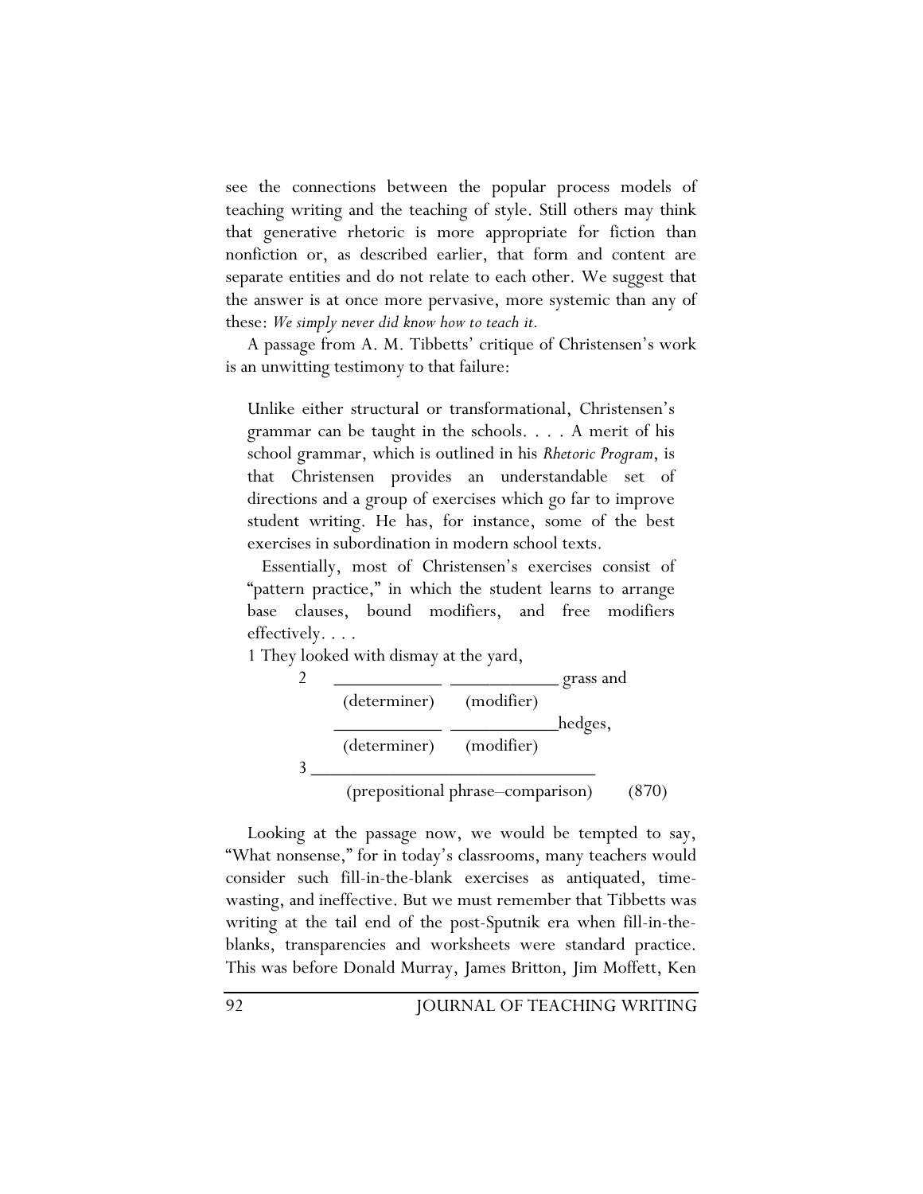see the connections between the popular process models of teaching writing and the teaching of style. Still others may think that generative rhetoric is more appropriate for fiction than nonfiction or, as described earlier, that form and content are separate entities and do not relate to each other. We suggest that the answer is at once more pervasive, more systemic than any of these: *We simply never did know how to teach it.*

A passage from A. M. Tibbetts' critique of Christensen's work is an unwitting testimony to that failure:

> Unlike either structural or transformational, Christensen's grammar can be taught in the schools. . . . A merit of his school grammar, which is outlined in his *Rhetoric Program*, is that Christensen provides an understandable set of directions and a group of exercises which go far to improve student writing. He has, for instance, some of the best exercises in subordination in modern school texts.
>
> Essentially, most of Christensen's exercises consist of "pattern practice," in which the student learns to arrange base clauses, bound modifiers, and free modifiers effectively. . . .
>
> 1 They looked with dismay at the yard,
>
> 2 ___________ ___________ grass and
> (determiner) (modifier)
> ___________ ___________hedges,
> (determiner) (modifier)
>
> 3 ______________________________
> (prepositional phrase–comparison) (870)

Looking at the passage now, we would be tempted to say, "What nonsense," for in today's classrooms, many teachers would consider such fill-in-the-blank exercises as antiquated, time-wasting, and ineffective. But we must remember that Tibbetts was writing at the tail end of the post-Sputnik era when fill-in-the-blanks, transparencies and worksheets were standard practice. This was before Donald Murray, James Britton, Jim Moffett, Ken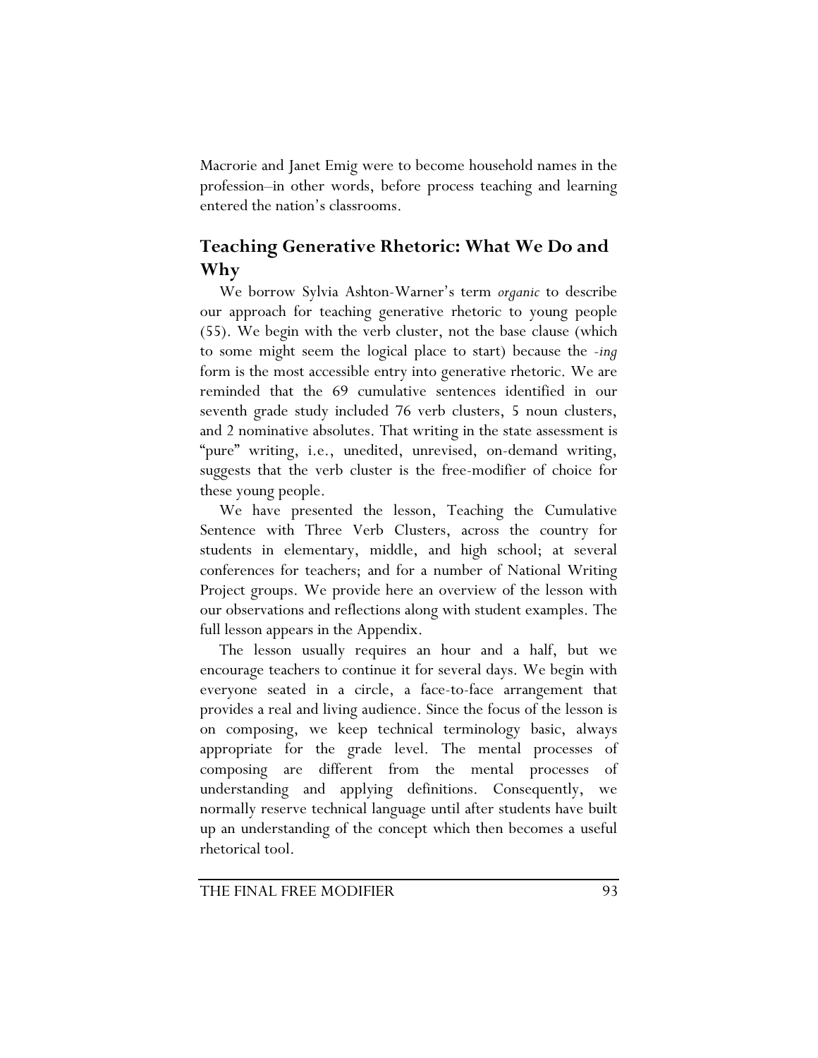Macrorie and Janet Emig were to become household names in the profession–in other words, before process teaching and learning entered the nation's classrooms.

## Teaching Generative Rhetoric: What We Do and Why

We borrow Sylvia Ashton-Warner's term *organic* to describe our approach for teaching generative rhetoric to young people (55). We begin with the verb cluster, not the base clause (which to some might seem the logical place to start) because the *-ing* form is the most accessible entry into generative rhetoric. We are reminded that the 69 cumulative sentences identified in our seventh grade study included 76 verb clusters, 5 noun clusters, and 2 nominative absolutes. That writing in the state assessment is "pure" writing, i.e., unedited, unrevised, on-demand writing, suggests that the verb cluster is the free-modifier of choice for these young people.

We have presented the lesson, Teaching the Cumulative Sentence with Three Verb Clusters, across the country for students in elementary, middle, and high school; at several conferences for teachers; and for a number of National Writing Project groups. We provide here an overview of the lesson with our observations and reflections along with student examples. The full lesson appears in the Appendix.

The lesson usually requires an hour and a half, but we encourage teachers to continue it for several days. We begin with everyone seated in a circle, a face-to-face arrangement that provides a real and living audience. Since the focus of the lesson is on composing, we keep technical terminology basic, always appropriate for the grade level. The mental processes of composing are different from the mental processes of understanding and applying definitions. Consequently, we normally reserve technical language until after students have built up an understanding of the concept which then becomes a useful rhetorical tool.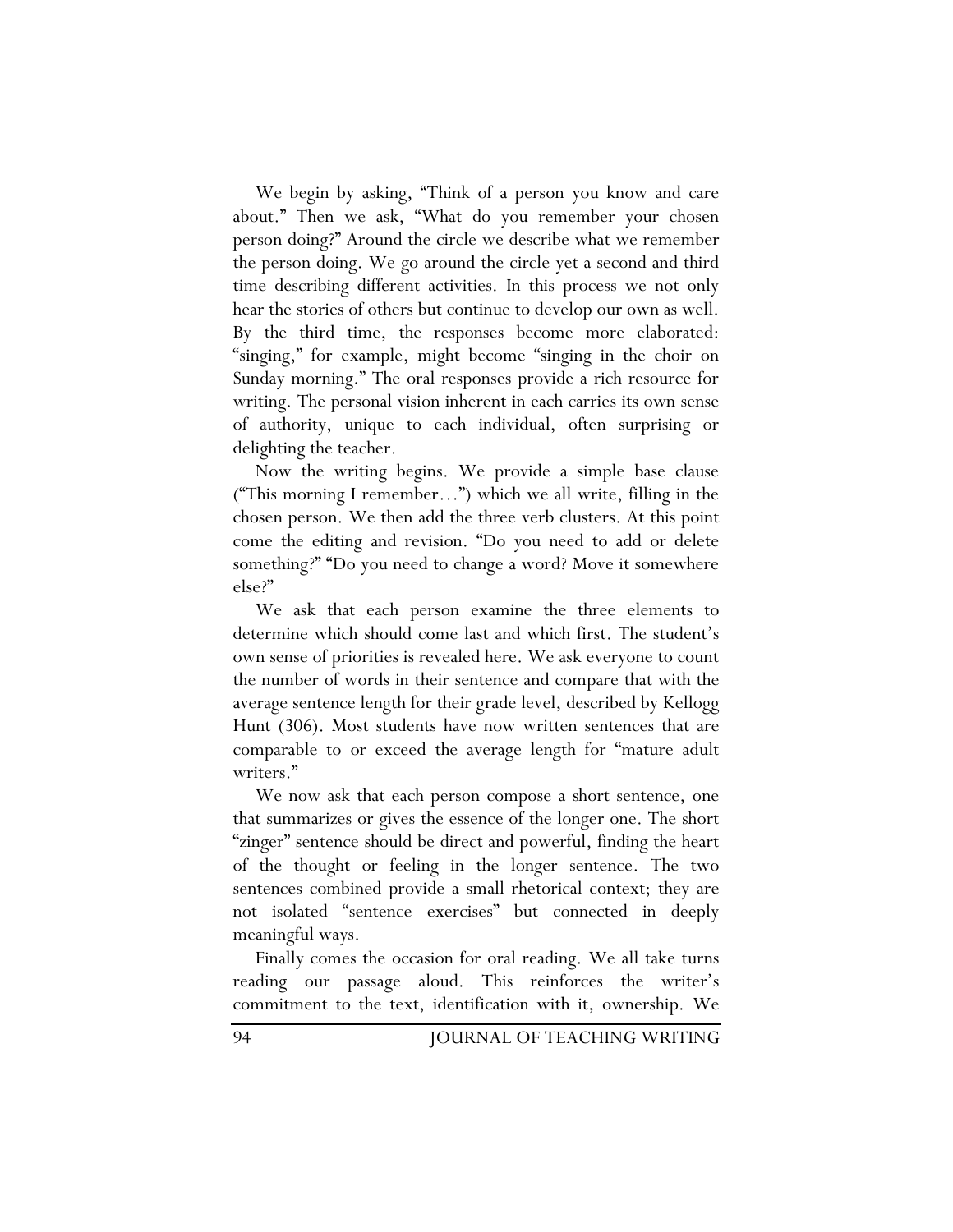We begin by asking, "Think of a person you know and care about." Then we ask, "What do you remember your chosen person doing?" Around the circle we describe what we remember the person doing. We go around the circle yet a second and third time describing different activities. In this process we not only hear the stories of others but continue to develop our own as well. By the third time, the responses become more elaborated: "singing," for example, might become "singing in the choir on Sunday morning." The oral responses provide a rich resource for writing. The personal vision inherent in each carries its own sense of authority, unique to each individual, often surprising or delighting the teacher.

Now the writing begins. We provide a simple base clause ("This morning I remember…") which we all write, filling in the chosen person. We then add the three verb clusters. At this point come the editing and revision. "Do you need to add or delete something?" "Do you need to change a word? Move it somewhere else?"

We ask that each person examine the three elements to determine which should come last and which first. The student's own sense of priorities is revealed here. We ask everyone to count the number of words in their sentence and compare that with the average sentence length for their grade level, described by Kellogg Hunt (306). Most students have now written sentences that are comparable to or exceed the average length for "mature adult writers."

We now ask that each person compose a short sentence, one that summarizes or gives the essence of the longer one. The short "zinger" sentence should be direct and powerful, finding the heart of the thought or feeling in the longer sentence. The two sentences combined provide a small rhetorical context; they are not isolated "sentence exercises" but connected in deeply meaningful ways.

Finally comes the occasion for oral reading. We all take turns reading our passage aloud. This reinforces the writer's commitment to the text, identification with it, ownership. We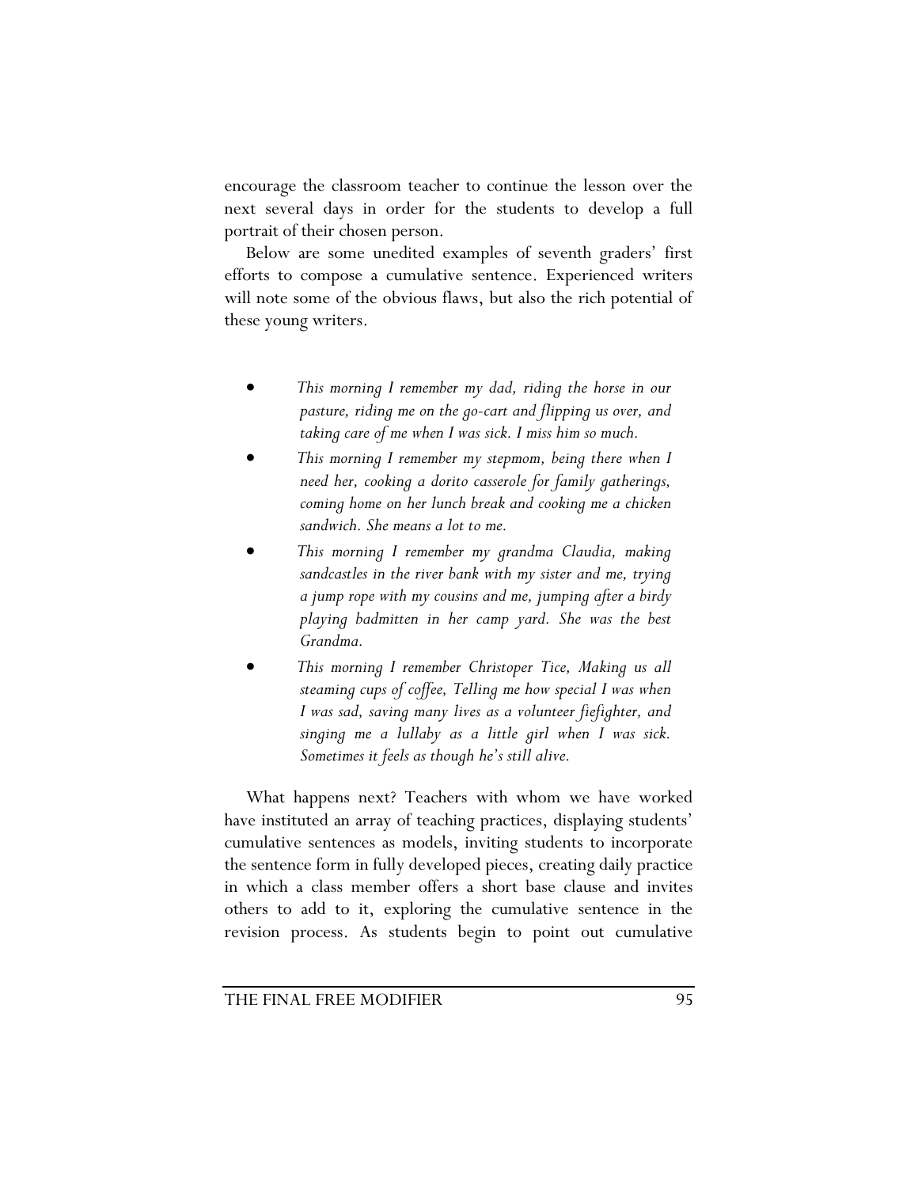encourage the classroom teacher to continue the lesson over the next several days in order for the students to develop a full portrait of their chosen person.

Below are some unedited examples of seventh graders' first efforts to compose a cumulative sentence. Experienced writers will note some of the obvious flaws, but also the rich potential of these young writers.

- *This morning I remember my dad, riding the horse in our pasture, riding me on the go-cart and flipping us over, and taking care of me when I was sick. I miss him so much.*
- *This morning I remember my stepmom, being there when I need her, cooking a dorito casserole for family gatherings, coming home on her lunch break and cooking me a chicken sandwich. She means a lot to me.*
- *This morning I remember my grandma Claudia, making sandcastles in the river bank with my sister and me, trying a jump rope with my cousins and me, jumping after a birdy playing badmitten in her camp yard. She was the best Grandma.*
- *This morning I remember Christoper Tice, Making us all steaming cups of coffee, Telling me how special I was when I was sad, saving many lives as a volunteer fiefighter, and singing me a lullaby as a little girl when I was sick. Sometimes it feels as though he's still alive.*

What happens next? Teachers with whom we have worked have instituted an array of teaching practices, displaying students' cumulative sentences as models, inviting students to incorporate the sentence form in fully developed pieces, creating daily practice in which a class member offers a short base clause and invites others to add to it, exploring the cumulative sentence in the revision process. As students begin to point out cumulative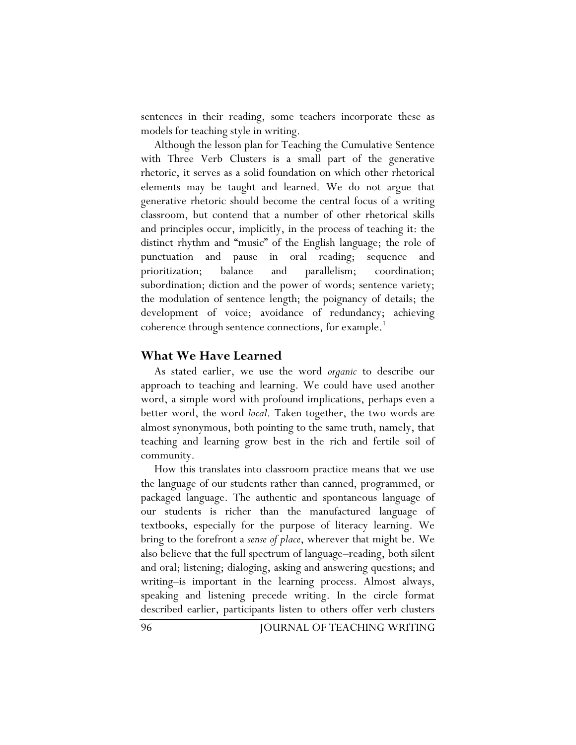sentences in their reading, some teachers incorporate these as models for teaching style in writing.

Although the lesson plan for Teaching the Cumulative Sentence with Three Verb Clusters is a small part of the generative rhetoric, it serves as a solid foundation on which other rhetorical elements may be taught and learned. We do not argue that generative rhetoric should become the central focus of a writing classroom, but contend that a number of other rhetorical skills and principles occur, implicitly, in the process of teaching it: the distinct rhythm and "music" of the English language; the role of punctuation and pause in oral reading; sequence and prioritization; balance and parallelism; coordination; subordination; diction and the power of words; sentence variety; the modulation of sentence length; the poignancy of details; the development of voice; avoidance of redundancy; achieving coherence through sentence connections, for example.[1]

## What We Have Learned

As stated earlier, we use the word *organic* to describe our approach to teaching and learning. We could have used another word, a simple word with profound implications, perhaps even a better word, the word *local*. Taken together, the two words are almost synonymous, both pointing to the same truth, namely, that teaching and learning grow best in the rich and fertile soil of community.

How this translates into classroom practice means that we use the language of our students rather than canned, programmed, or packaged language. The authentic and spontaneous language of our students is richer than the manufactured language of textbooks, especially for the purpose of literacy learning. We bring to the forefront a *sense of place*, wherever that might be. We also believe that the full spectrum of language–reading, both silent and oral; listening; dialoging, asking and answering questions; and writing–is important in the learning process. Almost always, speaking and listening precede writing. In the circle format described earlier, participants listen to others offer verb clusters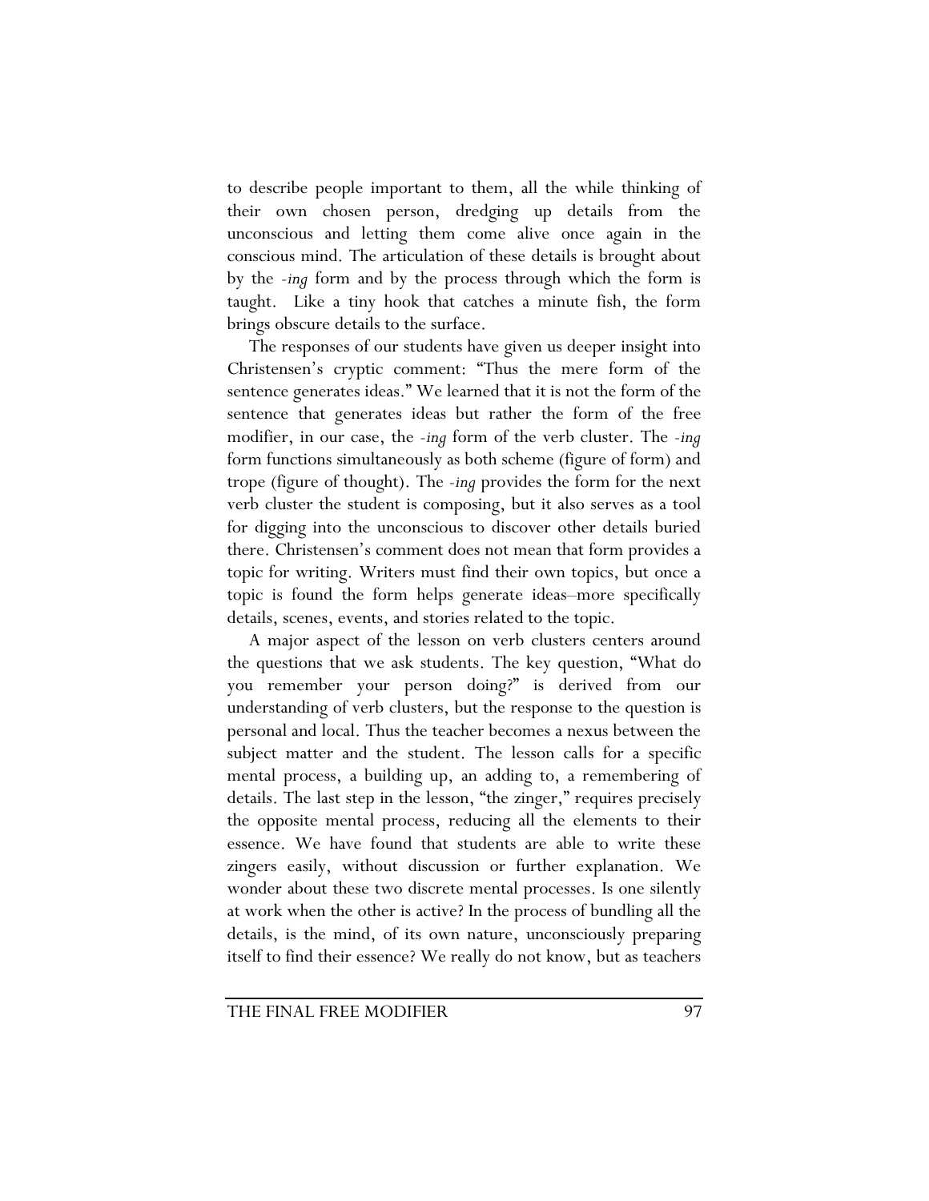to describe people important to them, all the while thinking of their own chosen person, dredging up details from the unconscious and letting them come alive once again in the conscious mind. The articulation of these details is brought about by the *-ing* form and by the process through which the form is taught. Like a tiny hook that catches a minute fish, the form brings obscure details to the surface.

The responses of our students have given us deeper insight into Christensen's cryptic comment: "Thus the mere form of the sentence generates ideas." We learned that it is not the form of the sentence that generates ideas but rather the form of the free modifier, in our case, the *-ing* form of the verb cluster. The *-ing* form functions simultaneously as both scheme (figure of form) and trope (figure of thought). The *-ing* provides the form for the next verb cluster the student is composing, but it also serves as a tool for digging into the unconscious to discover other details buried there. Christensen's comment does not mean that form provides a topic for writing. Writers must find their own topics, but once a topic is found the form helps generate ideas–more specifically details, scenes, events, and stories related to the topic.

A major aspect of the lesson on verb clusters centers around the questions that we ask students. The key question, "What do you remember your person doing?" is derived from our understanding of verb clusters, but the response to the question is personal and local. Thus the teacher becomes a nexus between the subject matter and the student. The lesson calls for a specific mental process, a building up, an adding to, a remembering of details. The last step in the lesson, "the zinger," requires precisely the opposite mental process, reducing all the elements to their essence. We have found that students are able to write these zingers easily, without discussion or further explanation. We wonder about these two discrete mental processes. Is one silently at work when the other is active? In the process of bundling all the details, is the mind, of its own nature, unconsciously preparing itself to find their essence? We really do not know, but as teachers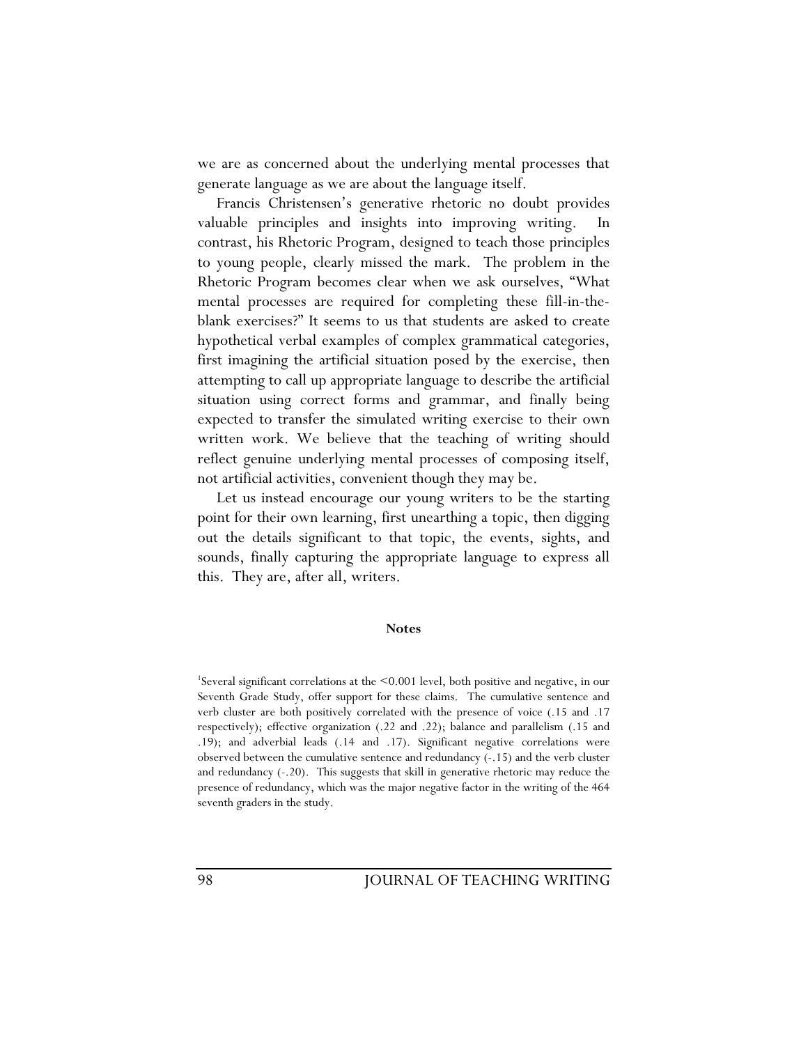we are as concerned about the underlying mental processes that generate language as we are about the language itself.

Francis Christensen's generative rhetoric no doubt provides valuable principles and insights into improving writing. In contrast, his Rhetoric Program, designed to teach those principles to young people, clearly missed the mark. The problem in the Rhetoric Program becomes clear when we ask ourselves, "What mental processes are required for completing these fill-in-the-blank exercises?" It seems to us that students are asked to create hypothetical verbal examples of complex grammatical categories, first imagining the artificial situation posed by the exercise, then attempting to call up appropriate language to describe the artificial situation using correct forms and grammar, and finally being expected to transfer the simulated writing exercise to their own written work. We believe that the teaching of writing should reflect genuine underlying mental processes of composing itself, not artificial activities, convenient though they may be.

Let us instead encourage our young writers to be the starting point for their own learning, first unearthing a topic, then digging out the details significant to that topic, the events, sights, and sounds, finally capturing the appropriate language to express all this. They are, after all, writers.

**Notes**

[1]Several significant correlations at the <0.001 level, both positive and negative, in our Seventh Grade Study, offer support for these claims. The cumulative sentence and verb cluster are both positively correlated with the presence of voice (.15 and .17 respectively); effective organization (.22 and .22); balance and parallelism (.15 and .19); and adverbial leads (.14 and .17). Significant negative correlations were observed between the cumulative sentence and redundancy (-.15) and the verb cluster and redundancy (-.20). This suggests that skill in generative rhetoric may reduce the presence of redundancy, which was the major negative factor in the writing of the 464 seventh graders in the study.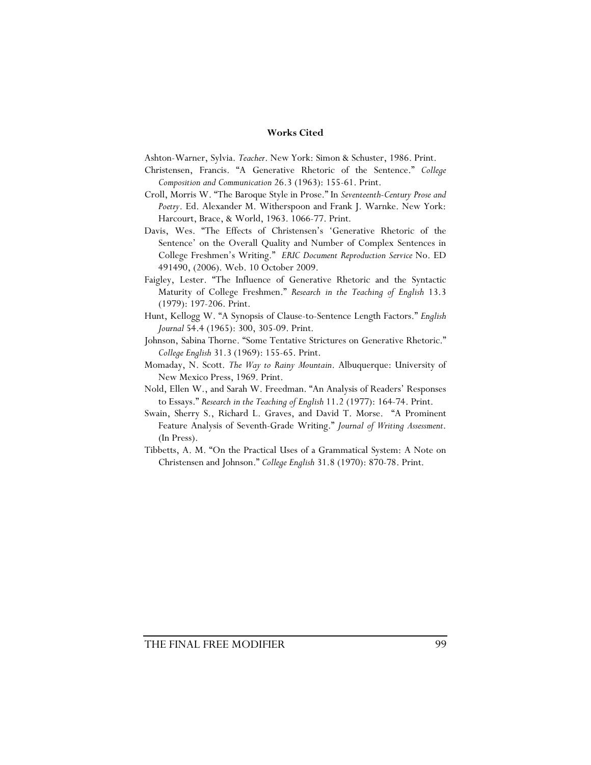## Works Cited

Ashton-Warner, Sylvia. *Teacher*. New York: Simon & Schuster, 1986. Print.

Christensen, Francis. "A Generative Rhetoric of the Sentence." *College Composition and Communication* 26.3 (1963): 155-61. Print.

Croll, Morris W. "The Baroque Style in Prose." In *Seventeenth-Century Prose and Poetry*. Ed. Alexander M. Witherspoon and Frank J. Warnke. New York: Harcourt, Brace, & World, 1963. 1066-77. Print.

Davis, Wes. "The Effects of Christensen's 'Generative Rhetoric of the Sentence' on the Overall Quality and Number of Complex Sentences in College Freshmen's Writing." *ERIC Document Reproduction Service* No. ED 491490, (2006). Web. 10 October 2009.

Faigley, Lester. "The Influence of Generative Rhetoric and the Syntactic Maturity of College Freshmen." *Research in the Teaching of English* 13.3 (1979): 197-206. Print.

Hunt, Kellogg W. "A Synopsis of Clause-to-Sentence Length Factors." *English Journal* 54.4 (1965): 300, 305-09. Print.

Johnson, Sabina Thorne. "Some Tentative Strictures on Generative Rhetoric." *College English* 31.3 (1969): 155-65. Print.

Momaday, N. Scott. *The Way to Rainy Mountain*. Albuquerque: University of New Mexico Press, 1969. Print.

Nold, Ellen W., and Sarah W. Freedman. "An Analysis of Readers' Responses to Essays." *Research in the Teaching of English* 11.2 (1977): 164-74. Print.

Swain, Sherry S., Richard L. Graves, and David T. Morse. "A Prominent Feature Analysis of Seventh-Grade Writing." *Journal of Writing Assessment*. (In Press).

Tibbetts, A. M. "On the Practical Uses of a Grammatical System: A Note on Christensen and Johnson." *College English* 31.8 (1970): 870-78. Print.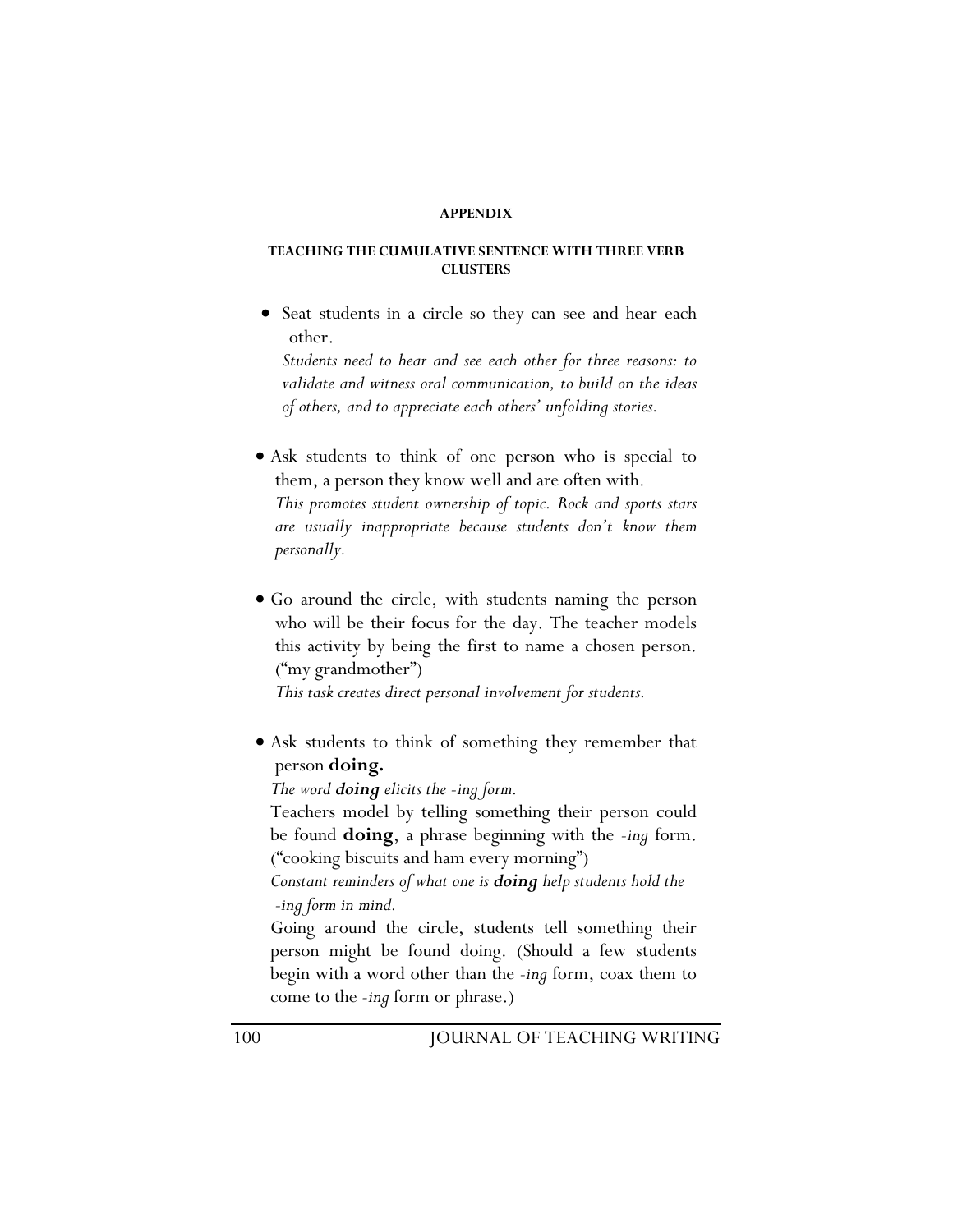## APPENDIX

### TEACHING THE CUMULATIVE SENTENCE WITH THREE VERB CLUSTERS

- Seat students in a circle so they can see and hear each other.
  *Students need to hear and see each other for three reasons: to validate and witness oral communication, to build on the ideas of others, and to appreciate each others' unfolding stories.*

- Ask students to think of one person who is special to them, a person they know well and are often with.
  *This promotes student ownership of topic. Rock and sports stars are usually inappropriate because students don't know them personally.*

- Go around the circle, with students naming the person who will be their focus for the day. The teacher models this activity by being the first to name a chosen person. ("my grandmother")
  *This task creates direct personal involvement for students.*

- Ask students to think of something they remember that person **doing.**
  *The word **doing** elicits the -ing form.*
  Teachers model by telling something their person could be found **doing**, a phrase beginning with the *-ing* form. ("cooking biscuits and ham every morning")
  *Constant reminders of what one is **doing** help students hold the -ing form in mind.*
  Going around the circle, students tell something their person might be found doing. (Should a few students begin with a word other than the *-ing* form, coax them to come to the *-ing* form or phrase.)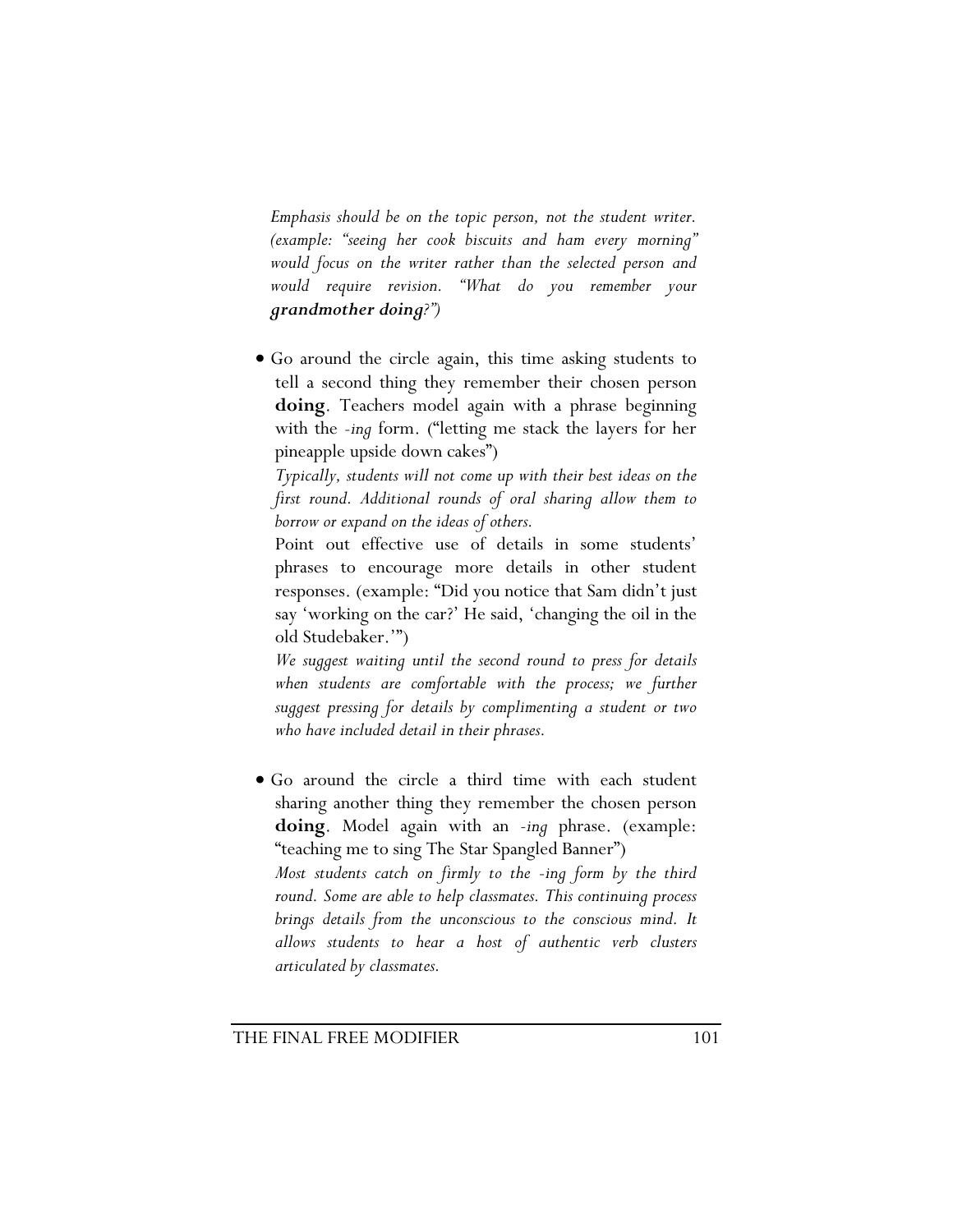*Emphasis should be on the topic person, not the student writer. (example: "seeing her cook biscuits and ham every morning" would focus on the writer rather than the selected person and would require revision. "What do you remember your* ***grandmother doing****?")*

- Go around the circle again, this time asking students to tell a second thing they remember their chosen person **doing**. Teachers model again with a phrase beginning with the *-ing* form. ("letting me stack the layers for her pineapple upside down cakes")

  *Typically, students will not come up with their best ideas on the first round. Additional rounds of oral sharing allow them to borrow or expand on the ideas of others.*

  Point out effective use of details in some students' phrases to encourage more details in other student responses. (example: "Did you notice that Sam didn't just say 'working on the car?' He said, 'changing the oil in the old Studebaker.'")

  *We suggest waiting until the second round to press for details when students are comfortable with the process; we further suggest pressing for details by complimenting a student or two who have included detail in their phrases.*

- Go around the circle a third time with each student sharing another thing they remember the chosen person **doing**. Model again with an *-ing* phrase. (example: "teaching me to sing The Star Spangled Banner")

  *Most students catch on firmly to the -ing form by the third round. Some are able to help classmates. This continuing process brings details from the unconscious to the conscious mind. It allows students to hear a host of authentic verb clusters articulated by classmates.*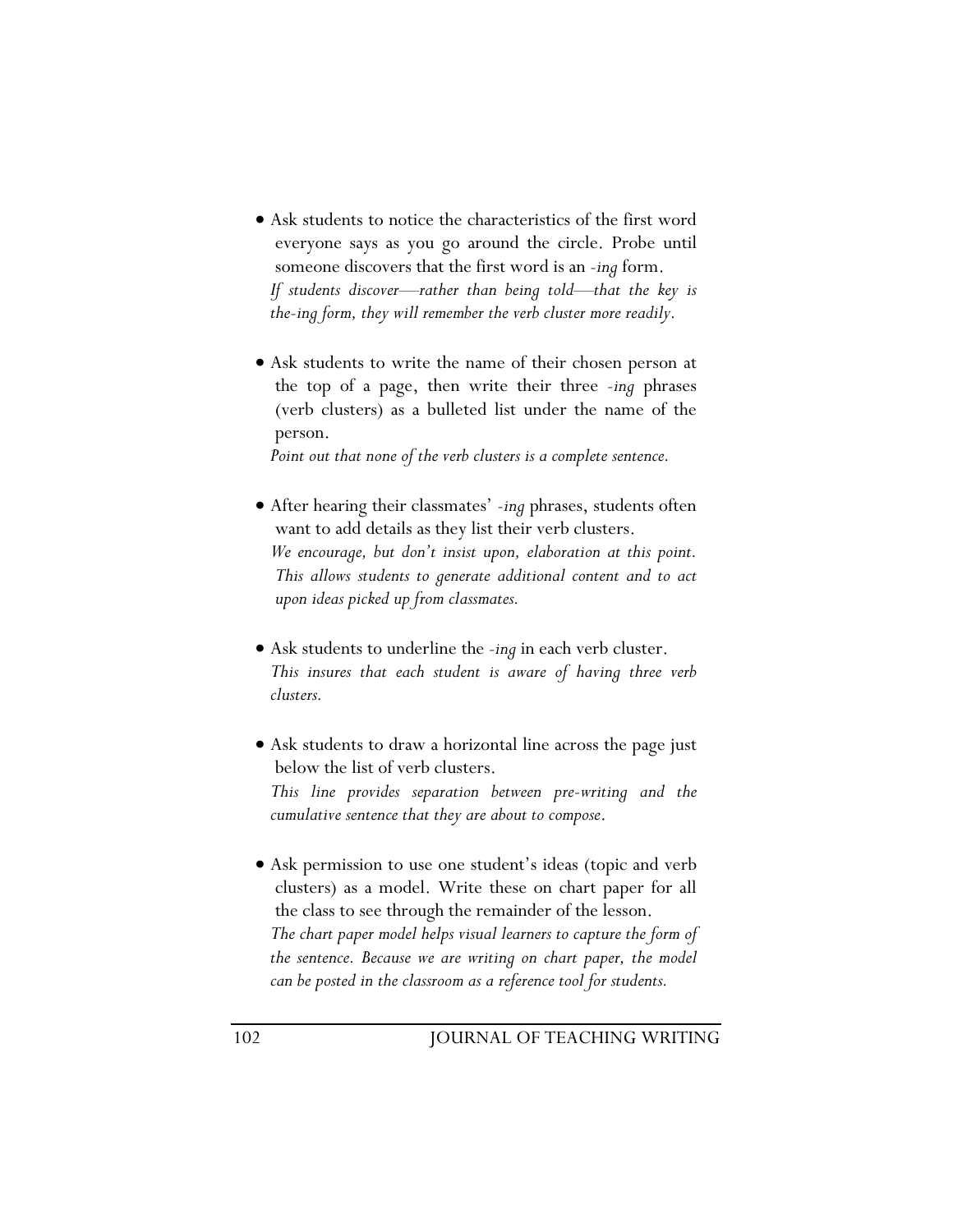- Ask students to notice the characteristics of the first word everyone says as you go around the circle. Probe until someone discovers that the first word is an *-ing* form.
  *If students discover—rather than being told—that the key is the-ing form, they will remember the verb cluster more readily.*

- Ask students to write the name of their chosen person at the top of a page, then write their three *-ing* phrases (verb clusters) as a bulleted list under the name of the person.
  *Point out that none of the verb clusters is a complete sentence.*

- After hearing their classmates' *-ing* phrases, students often want to add details as they list their verb clusters.
  *We encourage, but don't insist upon, elaboration at this point. This allows students to generate additional content and to act upon ideas picked up from classmates.*

- Ask students to underline the *-ing* in each verb cluster.
  *This insures that each student is aware of having three verb clusters.*

- Ask students to draw a horizontal line across the page just below the list of verb clusters.
  *This line provides separation between pre-writing and the cumulative sentence that they are about to compose.*

- Ask permission to use one student's ideas (topic and verb clusters) as a model. Write these on chart paper for all the class to see through the remainder of the lesson.
  *The chart paper model helps visual learners to capture the form of the sentence. Because we are writing on chart paper, the model can be posted in the classroom as a reference tool for students.*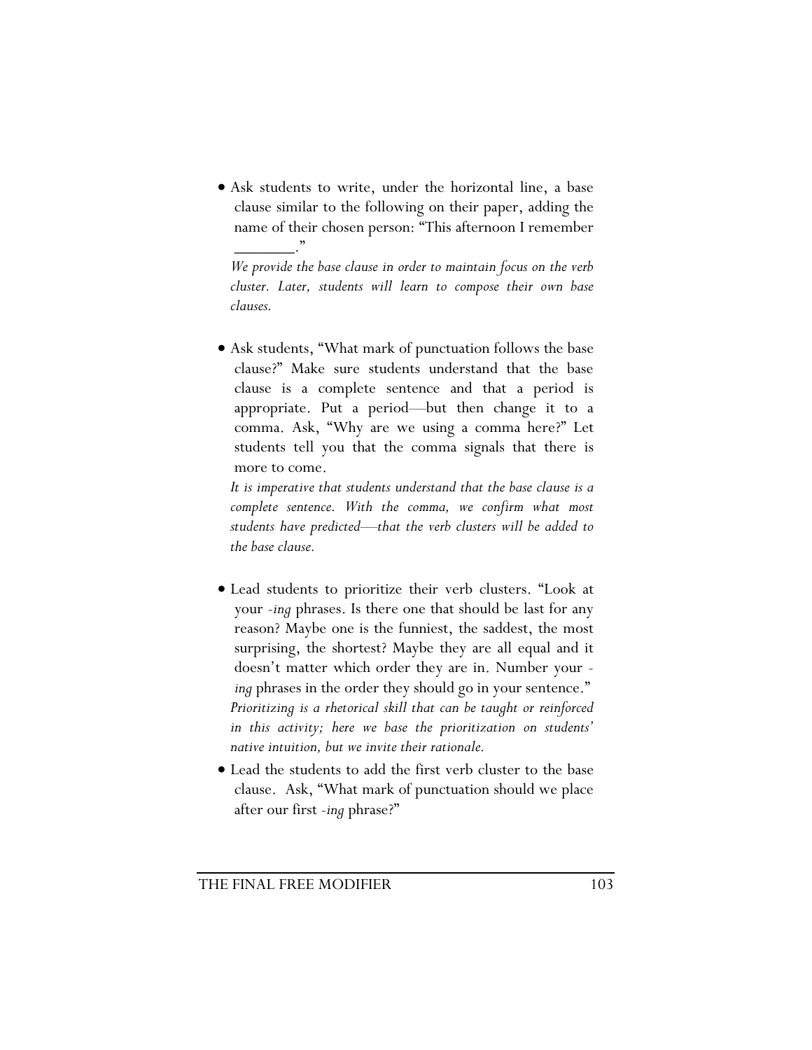- Ask students to write, under the horizontal line, a base clause similar to the following on their paper, adding the name of their chosen person: "This afternoon I remember _______."

  *We provide the base clause in order to maintain focus on the verb cluster. Later, students will learn to compose their own base clauses.*

- Ask students, "What mark of punctuation follows the base clause?" Make sure students understand that the base clause is a complete sentence and that a period is appropriate. Put a period—but then change it to a comma. Ask, "Why are we using a comma here?" Let students tell you that the comma signals that there is more to come.

  *It is imperative that students understand that the base clause is a complete sentence. With the comma, we confirm what most students have predicted—that the verb clusters will be added to the base clause.*

- Lead students to prioritize their verb clusters. "Look at your *-ing* phrases. Is there one that should be last for any reason? Maybe one is the funniest, the saddest, the most surprising, the shortest? Maybe they are all equal and it doesn't matter which order they are in. Number your *-ing* phrases in the order they should go in your sentence."

  *Prioritizing is a rhetorical skill that can be taught or reinforced in this activity; here we base the prioritization on students' native intuition, but we invite their rationale.*

- Lead the students to add the first verb cluster to the base clause. Ask, "What mark of punctuation should we place after our first *-ing* phrase?"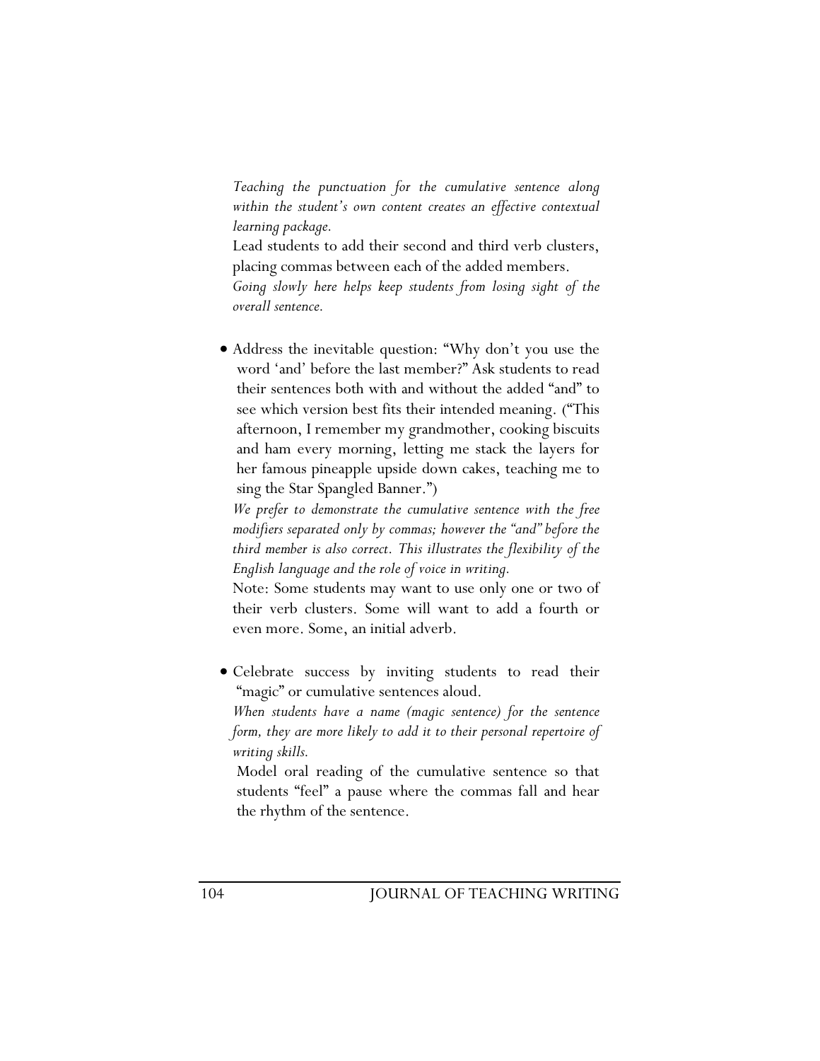*Teaching the punctuation for the cumulative sentence along within the student's own content creates an effective contextual learning package.*

Lead students to add their second and third verb clusters, placing commas between each of the added members.

*Going slowly here helps keep students from losing sight of the overall sentence.*

- Address the inevitable question: "Why don't you use the word 'and' before the last member?" Ask students to read their sentences both with and without the added "and" to see which version best fits their intended meaning. ("This afternoon, I remember my grandmother, cooking biscuits and ham every morning, letting me stack the layers for her famous pineapple upside down cakes, teaching me to sing the Star Spangled Banner.")

  *We prefer to demonstrate the cumulative sentence with the free modifiers separated only by commas; however the "and" before the third member is also correct. This illustrates the flexibility of the English language and the role of voice in writing.*

  Note: Some students may want to use only one or two of their verb clusters. Some will want to add a fourth or even more. Some, an initial adverb.

- Celebrate success by inviting students to read their "magic" or cumulative sentences aloud.

  *When students have a name (magic sentence) for the sentence form, they are more likely to add it to their personal repertoire of writing skills.*

  Model oral reading of the cumulative sentence so that students "feel" a pause where the commas fall and hear the rhythm of the sentence.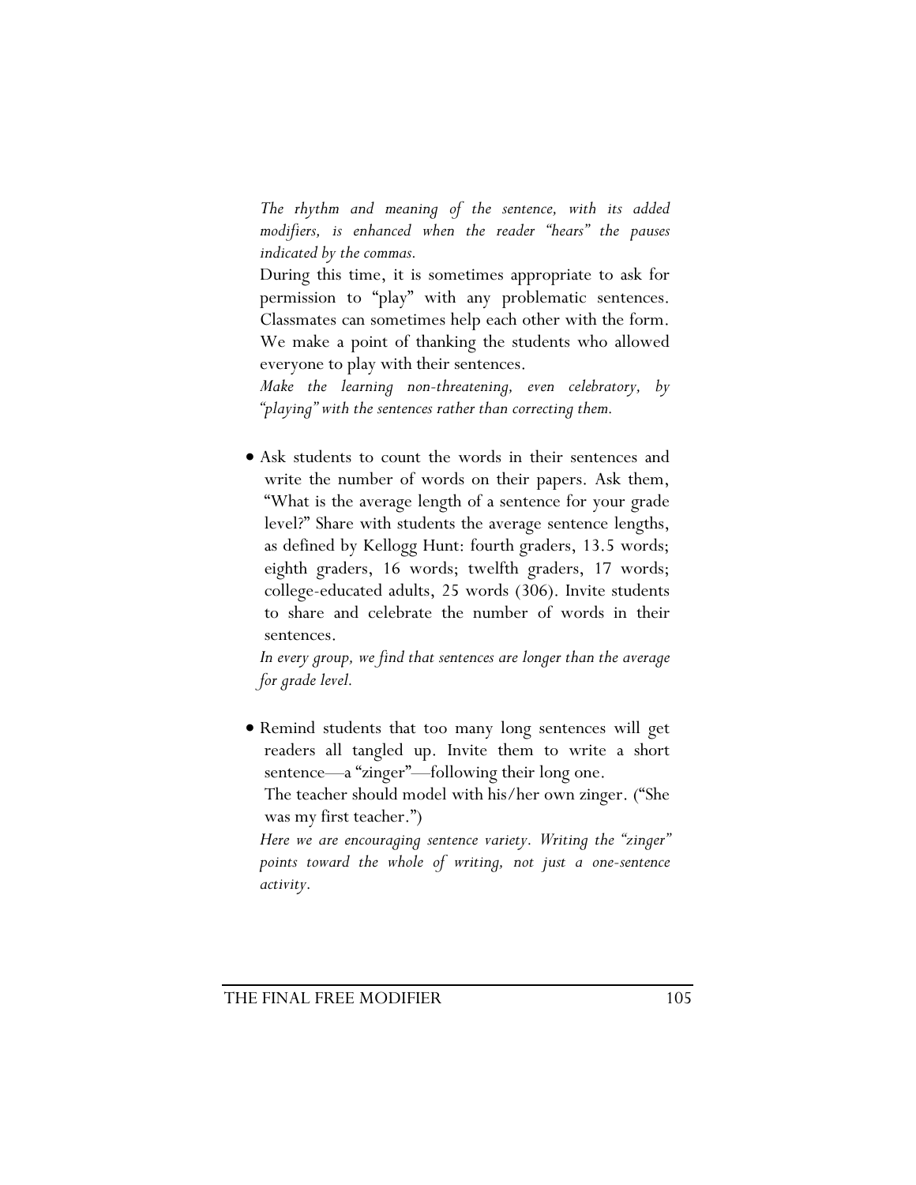*The rhythm and meaning of the sentence, with its added modifiers, is enhanced when the reader "hears" the pauses indicated by the commas.*

During this time, it is sometimes appropriate to ask for permission to "play" with any problematic sentences. Classmates can sometimes help each other with the form. We make a point of thanking the students who allowed everyone to play with their sentences.

*Make the learning non-threatening, even celebratory, by "playing" with the sentences rather than correcting them.*

- Ask students to count the words in their sentences and write the number of words on their papers. Ask them, "What is the average length of a sentence for your grade level?" Share with students the average sentence lengths, as defined by Kellogg Hunt: fourth graders, 13.5 words; eighth graders, 16 words; twelfth graders, 17 words; college-educated adults, 25 words (306). Invite students to share and celebrate the number of words in their sentences.

  *In every group, we find that sentences are longer than the average for grade level.*

- Remind students that too many long sentences will get readers all tangled up. Invite them to write a short sentence—a "zinger"—following their long one.

  The teacher should model with his/her own zinger. ("She was my first teacher.")

  *Here we are encouraging sentence variety. Writing the "zinger" points toward the whole of writing, not just a one-sentence activity.*